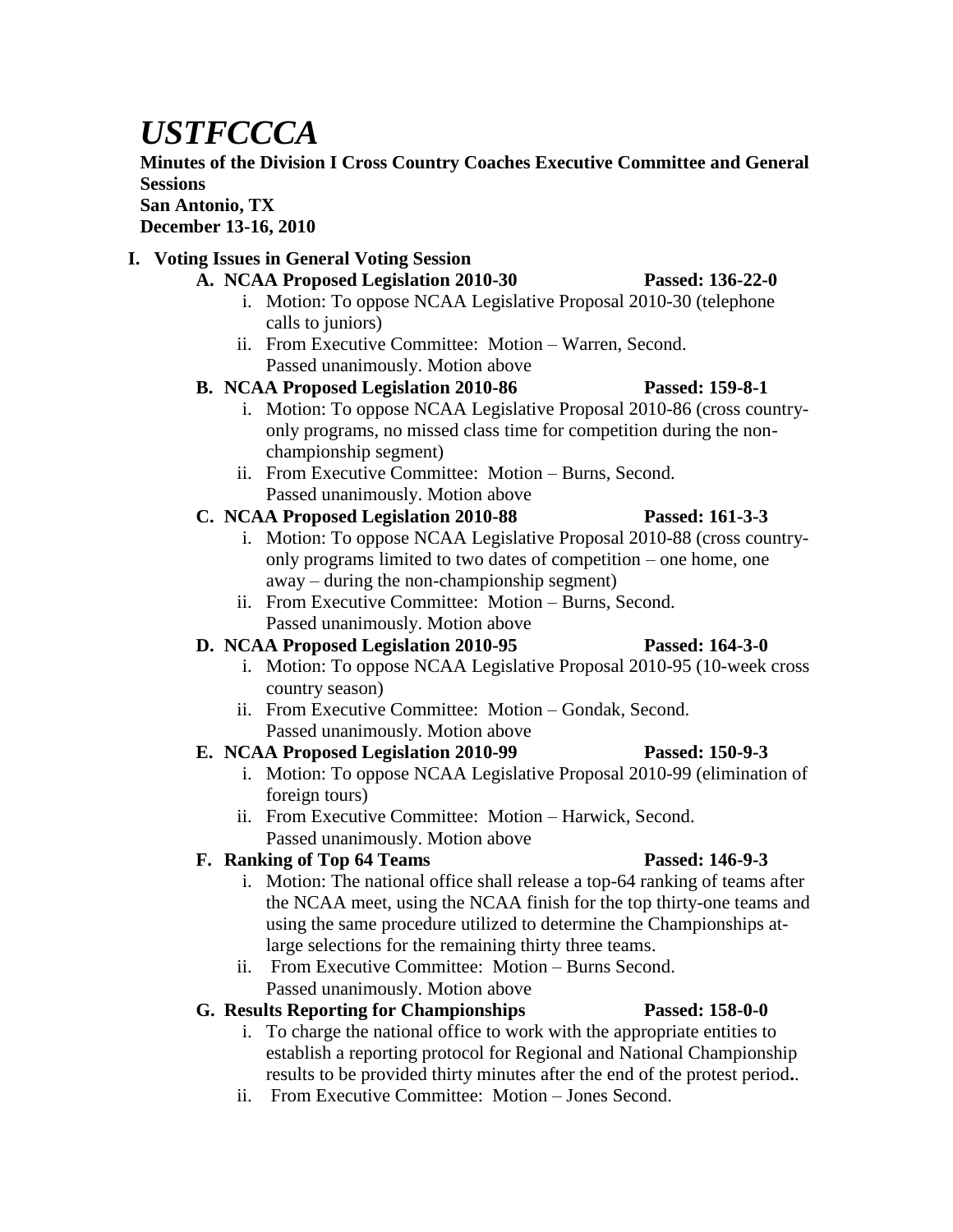# *USTFCCCA*

**Minutes of the Division I Cross Country Coaches Executive Committee and General Sessions**
**San Antonio, TX**
**December 13-16, 2010**

## I. Voting Issues in General Voting Session

### A. NCAA Proposed Legislation 2010-30 — Passed: 136-22-0

i. Motion: To oppose NCAA Legislative Proposal 2010-30 (telephone calls to juniors)

ii. From Executive Committee: Motion – Warren, Second. Passed unanimously. Motion above

### B. NCAA Proposed Legislation 2010-86 — Passed: 159-8-1

i. Motion: To oppose NCAA Legislative Proposal 2010-86 (cross country-only programs, no missed class time for competition during the non-championship segment)

ii. From Executive Committee: Motion – Burns, Second. Passed unanimously. Motion above

### C. NCAA Proposed Legislation 2010-88 — Passed: 161-3-3

i. Motion: To oppose NCAA Legislative Proposal 2010-88 (cross country-only programs limited to two dates of competition – one home, one away – during the non-championship segment)

ii. From Executive Committee: Motion – Burns, Second. Passed unanimously. Motion above

### D. NCAA Proposed Legislation 2010-95 — Passed: 164-3-0

i. Motion: To oppose NCAA Legislative Proposal 2010-95 (10-week cross country season)

ii. From Executive Committee: Motion – Gondak, Second. Passed unanimously. Motion above

### E. NCAA Proposed Legislation 2010-99 — Passed: 150-9-3

i. Motion: To oppose NCAA Legislative Proposal 2010-99 (elimination of foreign tours)

ii. From Executive Committee: Motion – Harwick, Second. Passed unanimously. Motion above

### F. Ranking of Top 64 Teams — Passed: 146-9-3

i. Motion: The national office shall release a top-64 ranking of teams after the NCAA meet, using the NCAA finish for the top thirty-one teams and using the same procedure utilized to determine the Championships at-large selections for the remaining thirty three teams.

ii. From Executive Committee: Motion – Burns Second. Passed unanimously. Motion above

### G. Results Reporting for Championships — Passed: 158-0-0

i. To charge the national office to work with the appropriate entities to establish a reporting protocol for Regional and National Championship results to be provided thirty minutes after the end of the protest period**.**.

ii. From Executive Committee: Motion – Jones Second.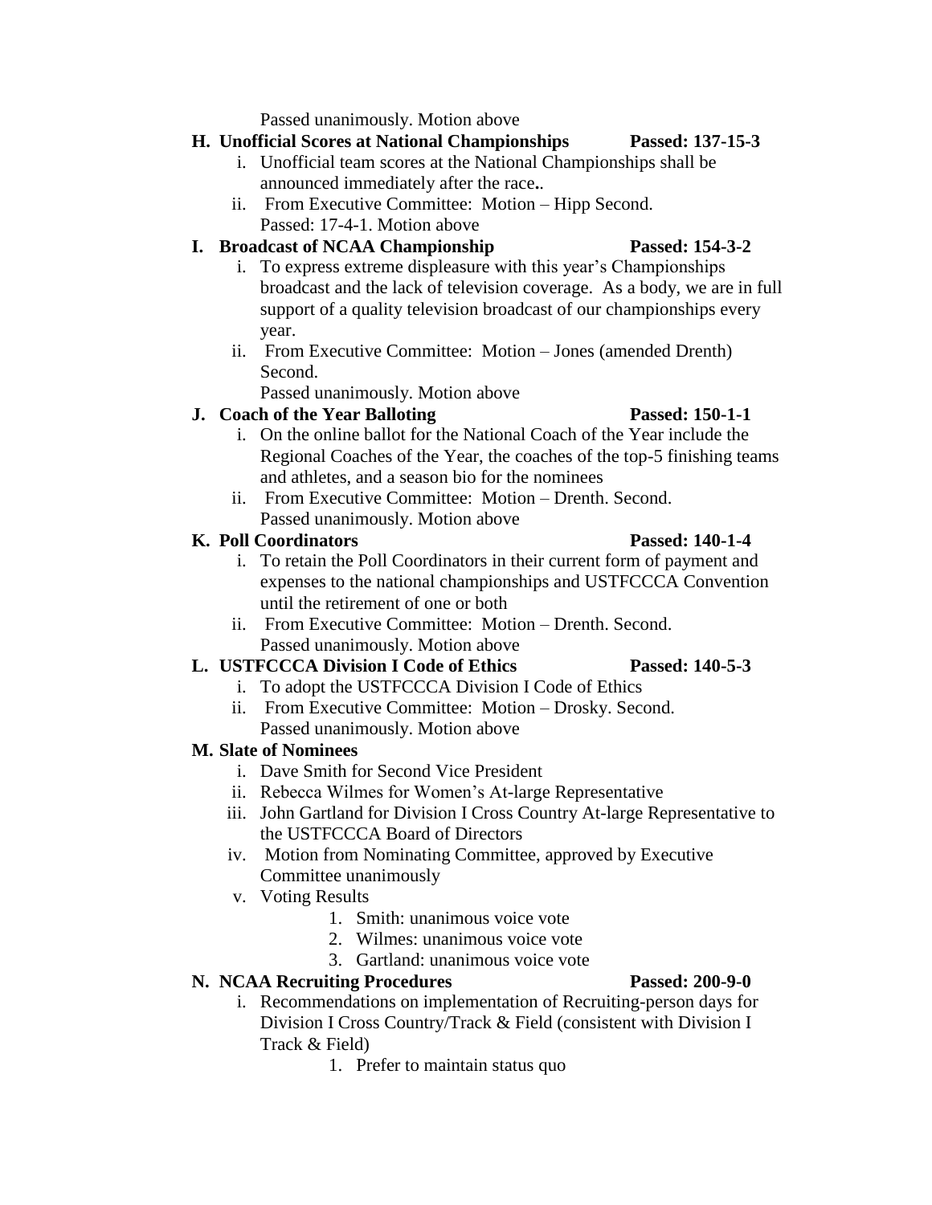Passed unanimously. Motion above

**H. Unofficial Scores at National Championships** **Passed: 137-15-3**

i. Unofficial team scores at the National Championships shall be announced immediately after the race..
ii. From Executive Committee: Motion – Hipp Second.
Passed: 17-4-1. Motion above

**I. Broadcast of NCAA Championship** **Passed: 154-3-2**

i. To express extreme displeasure with this year's Championships broadcast and the lack of television coverage. As a body, we are in full support of a quality television broadcast of our championships every year.
ii. From Executive Committee: Motion – Jones (amended Drenth) Second.
Passed unanimously. Motion above

**J. Coach of the Year Balloting** **Passed: 150-1-1**

i. On the online ballot for the National Coach of the Year include the Regional Coaches of the Year, the coaches of the top-5 finishing teams and athletes, and a season bio for the nominees
ii. From Executive Committee: Motion – Drenth. Second.
Passed unanimously. Motion above

**K. Poll Coordinators** **Passed: 140-1-4**

i. To retain the Poll Coordinators in their current form of payment and expenses to the national championships and USTFCCCA Convention until the retirement of one or both
ii. From Executive Committee: Motion – Drenth. Second.
Passed unanimously. Motion above

**L. USTFCCCA Division I Code of Ethics** **Passed: 140-5-3**

i. To adopt the USTFCCCA Division I Code of Ethics
ii. From Executive Committee: Motion – Drosky. Second.
Passed unanimously. Motion above

**M. Slate of Nominees**

i. Dave Smith for Second Vice President
ii. Rebecca Wilmes for Women's At-large Representative
iii. John Gartland for Division I Cross Country At-large Representative to the USTFCCCA Board of Directors
iv. Motion from Nominating Committee, approved by Executive Committee unanimously
v. Voting Results
   1. Smith: unanimous voice vote
   2. Wilmes: unanimous voice vote
   3. Gartland: unanimous voice vote

**N. NCAA Recruiting Procedures** **Passed: 200-9-0**

i. Recommendations on implementation of Recruiting-person days for Division I Cross Country/Track & Field (consistent with Division I Track & Field)
   1. Prefer to maintain status quo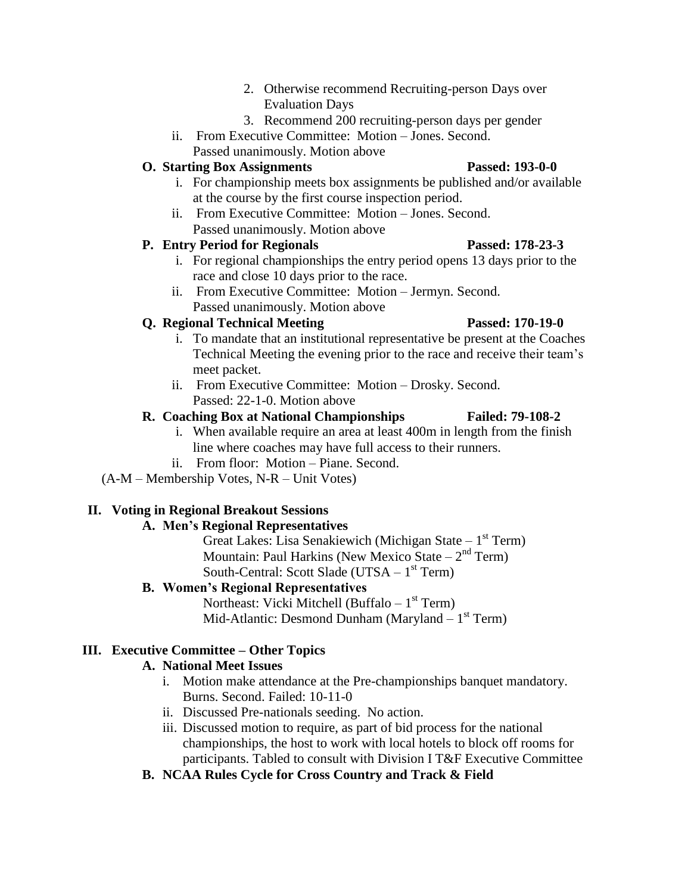2. Otherwise recommend Recruiting-person Days over Evaluation Days
3. Recommend 200 recruiting-person days per gender

ii. From Executive Committee: Motion – Jones. Second. Passed unanimously. Motion above

**O. Starting Box Assignments** **Passed: 193-0-0**

i. For championship meets box assignments be published and/or available at the course by the first course inspection period.

ii. From Executive Committee: Motion – Jones. Second. Passed unanimously. Motion above

**P. Entry Period for Regionals** **Passed: 178-23-3**

i. For regional championships the entry period opens 13 days prior to the race and close 10 days prior to the race.

ii. From Executive Committee: Motion – Jermyn. Second. Passed unanimously. Motion above

**Q. Regional Technical Meeting** **Passed: 170-19-0**

i. To mandate that an institutional representative be present at the Coaches Technical Meeting the evening prior to the race and receive their team's meet packet.

ii. From Executive Committee: Motion – Drosky. Second. Passed: 22-1-0. Motion above

**R. Coaching Box at National Championships** **Failed: 79-108-2**

i. When available require an area at least 400m in length from the finish line where coaches may have full access to their runners.

ii. From floor: Motion – Piane. Second.

(A-M – Membership Votes, N-R – Unit Votes)

## II. Voting in Regional Breakout Sessions

**A. Men's Regional Representatives**

Great Lakes: Lisa Senakiewich (Michigan State – 1st Term)
Mountain: Paul Harkins (New Mexico State – 2nd Term)
South-Central: Scott Slade (UTSA – 1st Term)

**B. Women's Regional Representatives**

Northeast: Vicki Mitchell (Buffalo – 1st Term)
Mid-Atlantic: Desmond Dunham (Maryland – 1st Term)

## III. Executive Committee – Other Topics

**A. National Meet Issues**

i. Motion make attendance at the Pre-championships banquet mandatory. Burns. Second. Failed: 10-11-0

ii. Discussed Pre-nationals seeding. No action.

iii. Discussed motion to require, as part of bid process for the national championships, the host to work with local hotels to block off rooms for participants. Tabled to consult with Division I T&F Executive Committee

**B. NCAA Rules Cycle for Cross Country and Track & Field**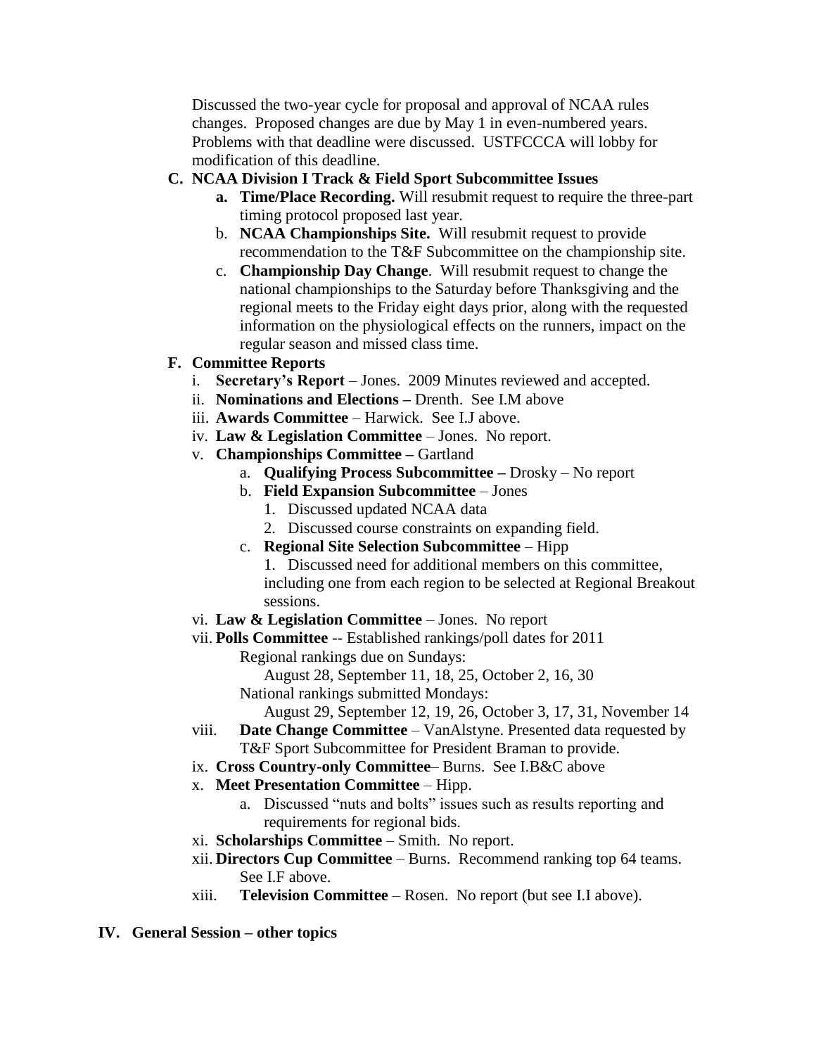Discussed the two-year cycle for proposal and approval of NCAA rules changes. Proposed changes are due by May 1 in even-numbered years. Problems with that deadline were discussed. USTFCCCA will lobby for modification of this deadline.

**C. NCAA Division I Track & Field Sport Subcommittee Issues**

- **a. Time/Place Recording.** Will resubmit request to require the three-part timing protocol proposed last year.
- b. **NCAA Championships Site.** Will resubmit request to provide recommendation to the T&F Subcommittee on the championship site.
- c. **Championship Day Change**. Will resubmit request to change the national championships to the Saturday before Thanksgiving and the regional meets to the Friday eight days prior, along with the requested information on the physiological effects on the runners, impact on the regular season and missed class time.

**F. Committee Reports**

- i. **Secretary's Report** – Jones. 2009 Minutes reviewed and accepted.
- ii. **Nominations and Elections –** Drenth. See I.M above
- iii. **Awards Committee** – Harwick. See I.J above.
- iv. **Law & Legislation Committee** – Jones. No report.
- v. **Championships Committee –** Gartland
  - a. **Qualifying Process Subcommittee –** Drosky – No report
  - b. **Field Expansion Subcommittee** – Jones
    1. Discussed updated NCAA data
    2. Discussed course constraints on expanding field.
  - c. **Regional Site Selection Subcommittee** – Hipp
    1. Discussed need for additional members on this committee, including one from each region to be selected at Regional Breakout sessions.
- vi. **Law & Legislation Committee** – Jones. No report
- vii. **Polls Committee** -- Established rankings/poll dates for 2011
  - Regional rankings due on Sundays:
    - August 28, September 11, 18, 25, October 2, 16, 30
  - National rankings submitted Mondays:
    - August 29, September 12, 19, 26, October 3, 17, 31, November 14
- viii. **Date Change Committee** – VanAlstyne. Presented data requested by T&F Sport Subcommittee for President Braman to provide.
- ix. **Cross Country-only Committee**– Burns. See I.B&C above
- x. **Meet Presentation Committee** – Hipp.
  - a. Discussed "nuts and bolts" issues such as results reporting and requirements for regional bids.
- xi. **Scholarships Committee** – Smith. No report.
- xii. **Directors Cup Committee** – Burns. Recommend ranking top 64 teams. See I.F above.
- xiii. **Television Committee** – Rosen. No report (but see I.I above).

**IV. General Session – other topics**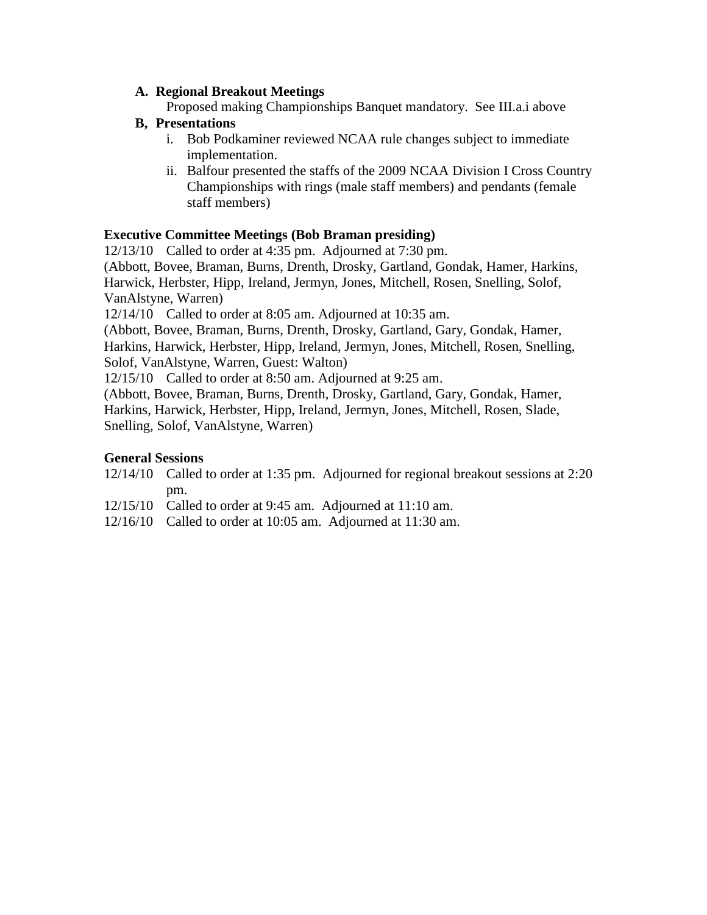**A. Regional Breakout Meetings**

Proposed making Championships Banquet mandatory. See III.a.i above

**B, Presentations**

i. Bob Podkaminer reviewed NCAA rule changes subject to immediate implementation.

ii. Balfour presented the staffs of the 2009 NCAA Division I Cross Country Championships with rings (male staff members) and pendants (female staff members)

**Executive Committee Meetings (Bob Braman presiding)**

12/13/10 Called to order at 4:35 pm. Adjourned at 7:30 pm.
(Abbott, Bovee, Braman, Burns, Drenth, Drosky, Gartland, Gondak, Hamer, Harkins, Harwick, Herbster, Hipp, Ireland, Jermyn, Jones, Mitchell, Rosen, Snelling, Solof, VanAlstyne, Warren)

12/14/10 Called to order at 8:05 am. Adjourned at 10:35 am.
(Abbott, Bovee, Braman, Burns, Drenth, Drosky, Gartland, Gary, Gondak, Hamer, Harkins, Harwick, Herbster, Hipp, Ireland, Jermyn, Jones, Mitchell, Rosen, Snelling, Solof, VanAlstyne, Warren, Guest: Walton)

12/15/10 Called to order at 8:50 am. Adjourned at 9:25 am.
(Abbott, Bovee, Braman, Burns, Drenth, Drosky, Gartland, Gary, Gondak, Hamer, Harkins, Harwick, Herbster, Hipp, Ireland, Jermyn, Jones, Mitchell, Rosen, Slade, Snelling, Solof, VanAlstyne, Warren)

**General Sessions**

12/14/10 Called to order at 1:35 pm. Adjourned for regional breakout sessions at 2:20 pm.

12/15/10 Called to order at 9:45 am. Adjourned at 11:10 am.

12/16/10 Called to order at 10:05 am. Adjourned at 11:30 am.